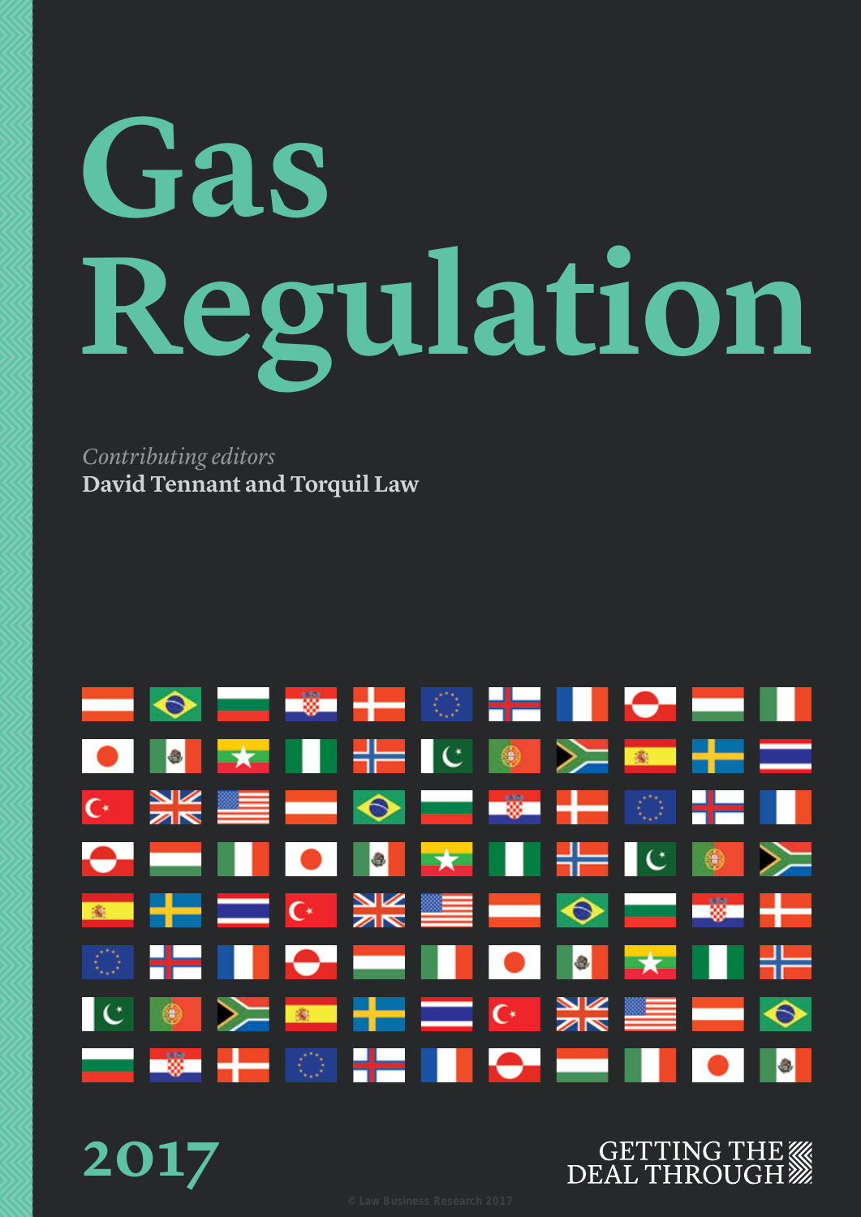# Gas Regulation

*Contributing editors*

**David Tennant and Torquil Law**

2017

GETTING THE DEAL THROUGH

© Law Business Research 2017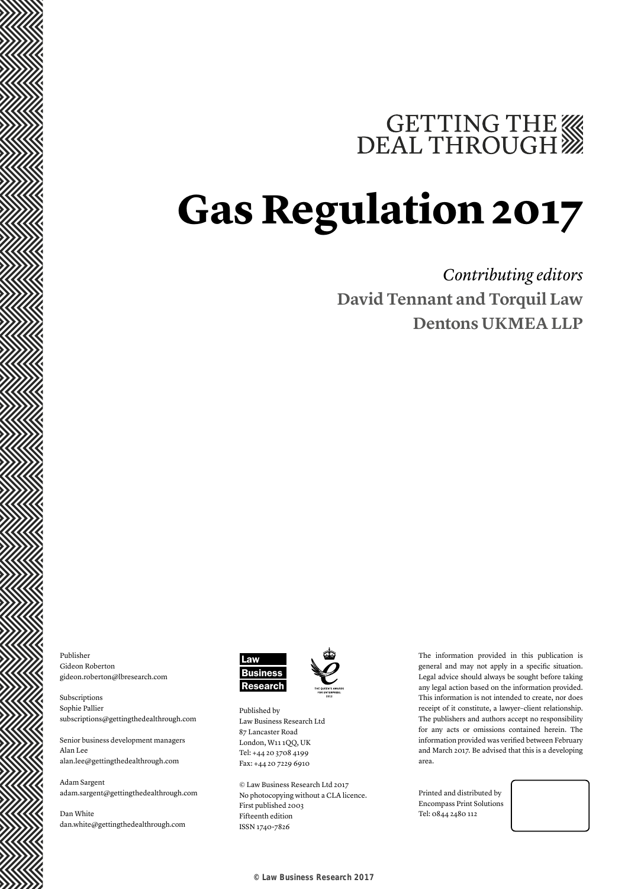GETTING THE DEAL THROUGH

# Gas Regulation 2017

*Contributing editors*

**David Tennant and Torquil Law**

**Dentons UKMEA LLP**

Publisher
Gideon Roberton
gideon.roberton@lbresearch.com

Subscriptions
Sophie Pallier
subscriptions@gettingthedealthrough.com

Senior business development managers
Alan Lee
alan.lee@gettingthedealthrough.com

Adam Sargent
adam.sargent@gettingthedealthrough.com

Dan White
dan.white@gettingthedealthrough.com

Law Business Research

Published by
Law Business Research Ltd
87 Lancaster Road
London, W11 1QQ, UK
Tel: +44 20 3708 4199
Fax: +44 20 7229 6910

© Law Business Research Ltd 2017
No photocopying without a CLA licence.
First published 2003
Fifteenth edition
ISSN 1740-7826

The information provided in this publication is general and may not apply in a specific situation. Legal advice should always be sought before taking any legal action based on the information provided. This information is not intended to create, nor does receipt of it constitute, a lawyer–client relationship. The publishers and authors accept no responsibility for any acts or omissions contained herein. The information provided was verified between February and March 2017. Be advised that this is a developing area.

Printed and distributed by
Encompass Print Solutions
Tel: 0844 2480 112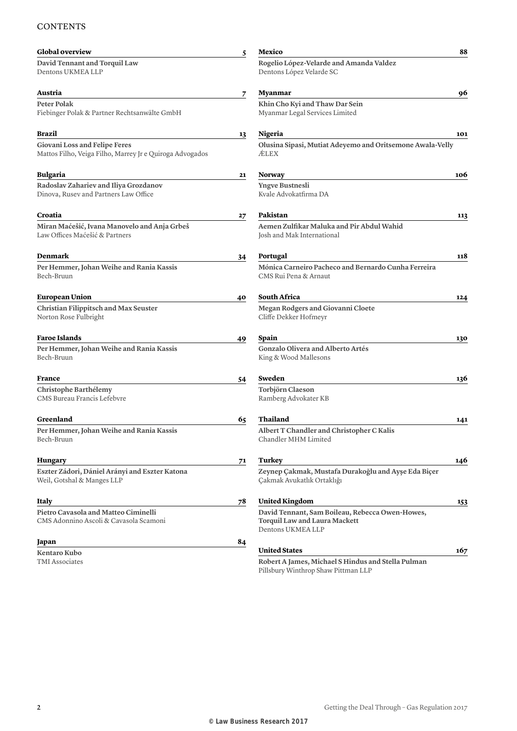# CONTENTS

**Global overview** **5**

**David Tennant and Torquil Law**
Dentons UKMEA LLP

**Austria** **7**

**Peter Polak**
Fiebinger Polak & Partner Rechtsanwälte GmbH

**Brazil** **13**

**Giovani Loss and Felipe Feres**
Mattos Filho, Veiga Filho, Marrey Jr e Quiroga Advogados

**Bulgaria** **21**

**Radoslav Zahariev and Iliya Grozdanov**
Dinova, Rusev and Partners Law Office

**Croatia** **27**

**Miran Maćešić, Ivana Manovelo and Anja Grbeš**
Law Offices Maćešić & Partners

**Denmark** **34**

**Per Hemmer, Johan Weihe and Rania Kassis**
Bech-Bruun

**European Union** **40**

**Christian Filippitsch and Max Seuster**
Norton Rose Fulbright

**Faroe Islands** **49**

**Per Hemmer, Johan Weihe and Rania Kassis**
Bech-Bruun

**France** **54**

**Christophe Barthélemy**
CMS Bureau Francis Lefebvre

**Greenland** **65**

**Per Hemmer, Johan Weihe and Rania Kassis**
Bech-Bruun

**Hungary** **71**

**Eszter Zádori, Dániel Arányi and Eszter Katona**
Weil, Gotshal & Manges LLP

**Italy** **78**

**Pietro Cavasola and Matteo Ciminelli**
CMS Adonnino Ascoli & Cavasola Scamoni

**Japan** **84**

**Kentaro Kubo**
TMI Associates

**Mexico** **88**

**Rogelio López-Velarde and Amanda Valdez**
Dentons López Velarde SC

**Myanmar** **96**

**Khin Cho Kyi and Thaw Dar Sein**
Myanmar Legal Services Limited

**Nigeria** **101**

**Olusina Sipasi, Mutiat Adeyemo and Oritsemone Awala-Velly**
ÆLEX

**Norway** **106**

**Yngve Bustnesli**
Kvale Advokatfirma DA

**Pakistan** **113**

**Aemen Zulfikar Maluka and Pir Abdul Wahid**
Josh and Mak International

**Portugal** **118**

**Mónica Carneiro Pacheco and Bernardo Cunha Ferreira**
CMS Rui Pena & Arnaut

**South Africa** **124**

**Megan Rodgers and Giovanni Cloete**
Cliffe Dekker Hofmeyr

**Spain** **130**

**Gonzalo Olivera and Alberto Artés**
King & Wood Mallesons

**Sweden** **136**

**Torbjörn Claeson**
Ramberg Advokater KB

**Thailand** **141**

**Albert T Chandler and Christopher C Kalis**
Chandler MHM Limited

**Turkey** **146**

**Zeynep Çakmak, Mustafa Durakoğlu and Ayşe Eda Biçer**
Çakmak Avukatlık Ortaklığı

**United Kingdom** **153**

**David Tennant, Sam Boileau, Rebecca Owen-Howes, Torquil Law and Laura Mackett**
Dentons UKMEA LLP

**United States** **167**

**Robert A James, Michael S Hindus and Stella Pulman**
Pillsbury Winthrop Shaw Pittman LLP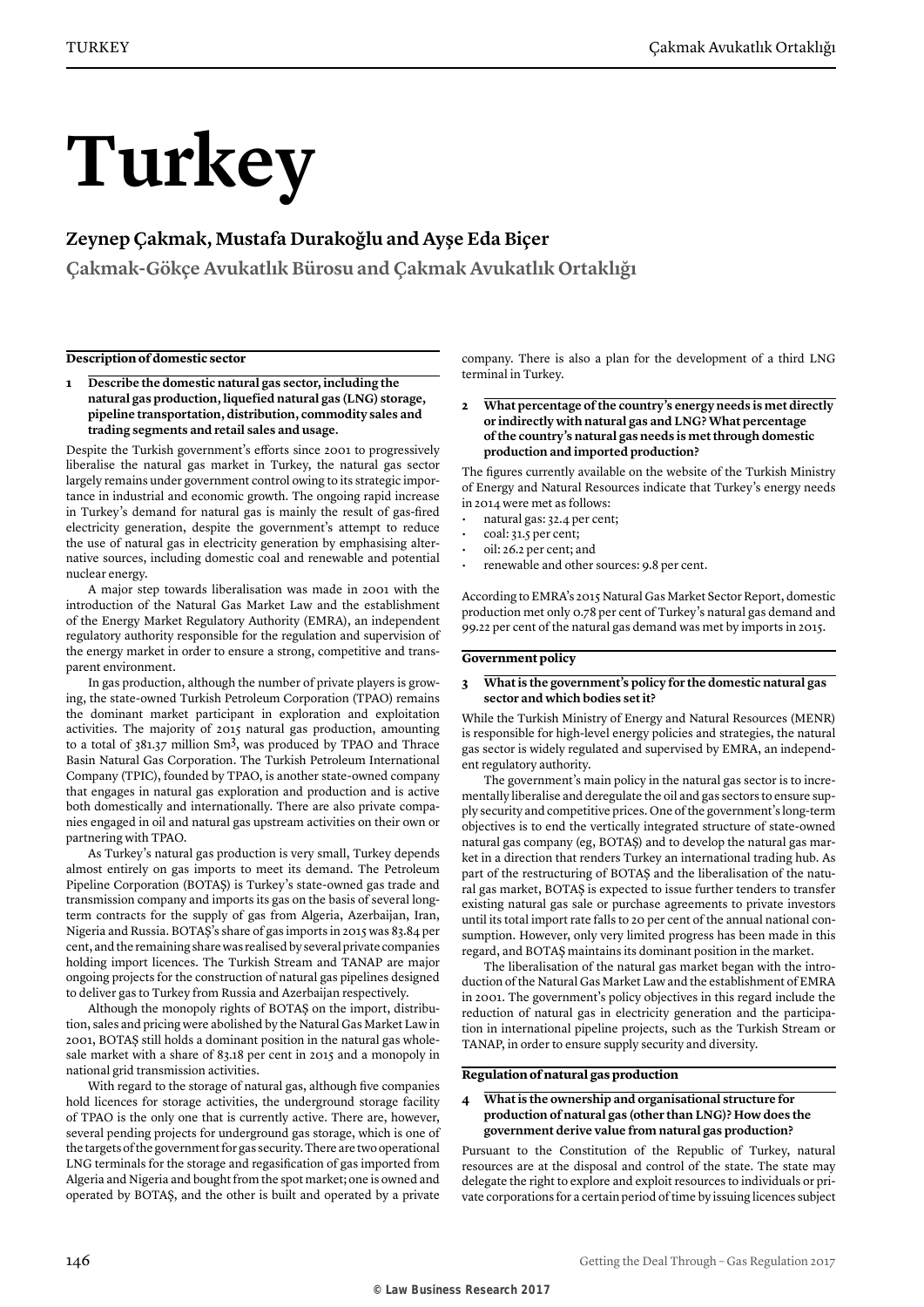# Turkey

## Zeynep Çakmak, Mustafa Durakoğlu and Ayşe Eda Biçer

**Çakmak-Gökçe Avukatlık Bürosu and Çakmak Avukatlık Ortaklığı**

### Description of domestic sector

**1 Describe the domestic natural gas sector, including the natural gas production, liquefied natural gas (LNG) storage, pipeline transportation, distribution, commodity sales and trading segments and retail sales and usage.**

Despite the Turkish government's efforts since 2001 to progressively liberalise the natural gas market in Turkey, the natural gas sector largely remains under government control owing to its strategic importance in industrial and economic growth. The ongoing rapid increase in Turkey's demand for natural gas is mainly the result of gas-fired electricity generation, despite the government's attempt to reduce the use of natural gas in electricity generation by emphasising alternative sources, including domestic coal and renewable and potential nuclear energy.

A major step towards liberalisation was made in 2001 with the introduction of the Natural Gas Market Law and the establishment of the Energy Market Regulatory Authority (EMRA), an independent regulatory authority responsible for the regulation and supervision of the energy market in order to ensure a strong, competitive and transparent environment.

In gas production, although the number of private players is growing, the state-owned Turkish Petroleum Corporation (TPAO) remains the dominant market participant in exploration and exploitation activities. The majority of 2015 natural gas production, amounting to a total of 381.37 million Sm$^3$, was produced by TPAO and Thrace Basin Natural Gas Corporation. The Turkish Petroleum International Company (TPIC), founded by TPAO, is another state-owned company that engages in natural gas exploration and production and is active both domestically and internationally. There are also private companies engaged in oil and natural gas upstream activities on their own or partnering with TPAO.

As Turkey's natural gas production is very small, Turkey depends almost entirely on gas imports to meet its demand. The Petroleum Pipeline Corporation (BOTAŞ) is Turkey's state-owned gas trade and transmission company and imports its gas on the basis of several long-term contracts for the supply of gas from Algeria, Azerbaijan, Iran, Nigeria and Russia. BOTAŞ's share of gas imports in 2015 was 83.84 per cent, and the remaining share was realised by several private companies holding import licences. The Turkish Stream and TANAP are major ongoing projects for the construction of natural gas pipelines designed to deliver gas to Turkey from Russia and Azerbaijan respectively.

Although the monopoly rights of BOTAŞ on the import, distribution, sales and pricing were abolished by the Natural Gas Market Law in 2001, BOTAŞ still holds a dominant position in the natural gas wholesale market with a share of 83.18 per cent in 2015 and a monopoly in national grid transmission activities.

With regard to the storage of natural gas, although five companies hold licences for storage activities, the underground storage facility of TPAO is the only one that is currently active. There are, however, several pending projects for underground gas storage, which is one of the targets of the government for gas security. There are two operational LNG terminals for the storage and regasification of gas imported from Algeria and Nigeria and bought from the spot market; one is owned and operated by BOTAŞ, and the other is built and operated by a private company. There is also a plan for the development of a third LNG terminal in Turkey.

**2 What percentage of the country's energy needs is met directly or indirectly with natural gas and LNG? What percentage of the country's natural gas needs is met through domestic production and imported production?**

The figures currently available on the website of the Turkish Ministry of Energy and Natural Resources indicate that Turkey's energy needs in 2014 were met as follows:

- natural gas: 32.4 per cent;
- coal: 31.5 per cent;
- oil: 26.2 per cent; and
- renewable and other sources: 9.8 per cent.

According to EMRA's 2015 Natural Gas Market Sector Report, domestic production met only 0.78 per cent of Turkey's natural gas demand and 99.22 per cent of the natural gas demand was met by imports in 2015.

### Government policy

**3 What is the government's policy for the domestic natural gas sector and which bodies set it?**

While the Turkish Ministry of Energy and Natural Resources (MENR) is responsible for high-level energy policies and strategies, the natural gas sector is widely regulated and supervised by EMRA, an independent regulatory authority.

The government's main policy in the natural gas sector is to incrementally liberalise and deregulate the oil and gas sectors to ensure supply security and competitive prices. One of the government's long-term objectives is to end the vertically integrated structure of state-owned natural gas company (eg, BOTAŞ) and to develop the natural gas market in a direction that renders Turkey an international trading hub. As part of the restructuring of BOTAŞ and the liberalisation of the natural gas market, BOTAŞ is expected to issue further tenders to transfer existing natural gas sale or purchase agreements to private investors until its total import rate falls to 20 per cent of the annual national consumption. However, only very limited progress has been made in this regard, and BOTAŞ maintains its dominant position in the market.

The liberalisation of the natural gas market began with the introduction of the Natural Gas Market Law and the establishment of EMRA in 2001. The government's policy objectives in this regard include the reduction of natural gas in electricity generation and the participation in international pipeline projects, such as the Turkish Stream or TANAP, in order to ensure supply security and diversity.

### Regulation of natural gas production

**4 What is the ownership and organisational structure for production of natural gas (other than LNG)? How does the government derive value from natural gas production?**

Pursuant to the Constitution of the Republic of Turkey, natural resources are at the disposal and control of the state. The state may delegate the right to explore and exploit resources to individuals or private corporations for a certain period of time by issuing licences subject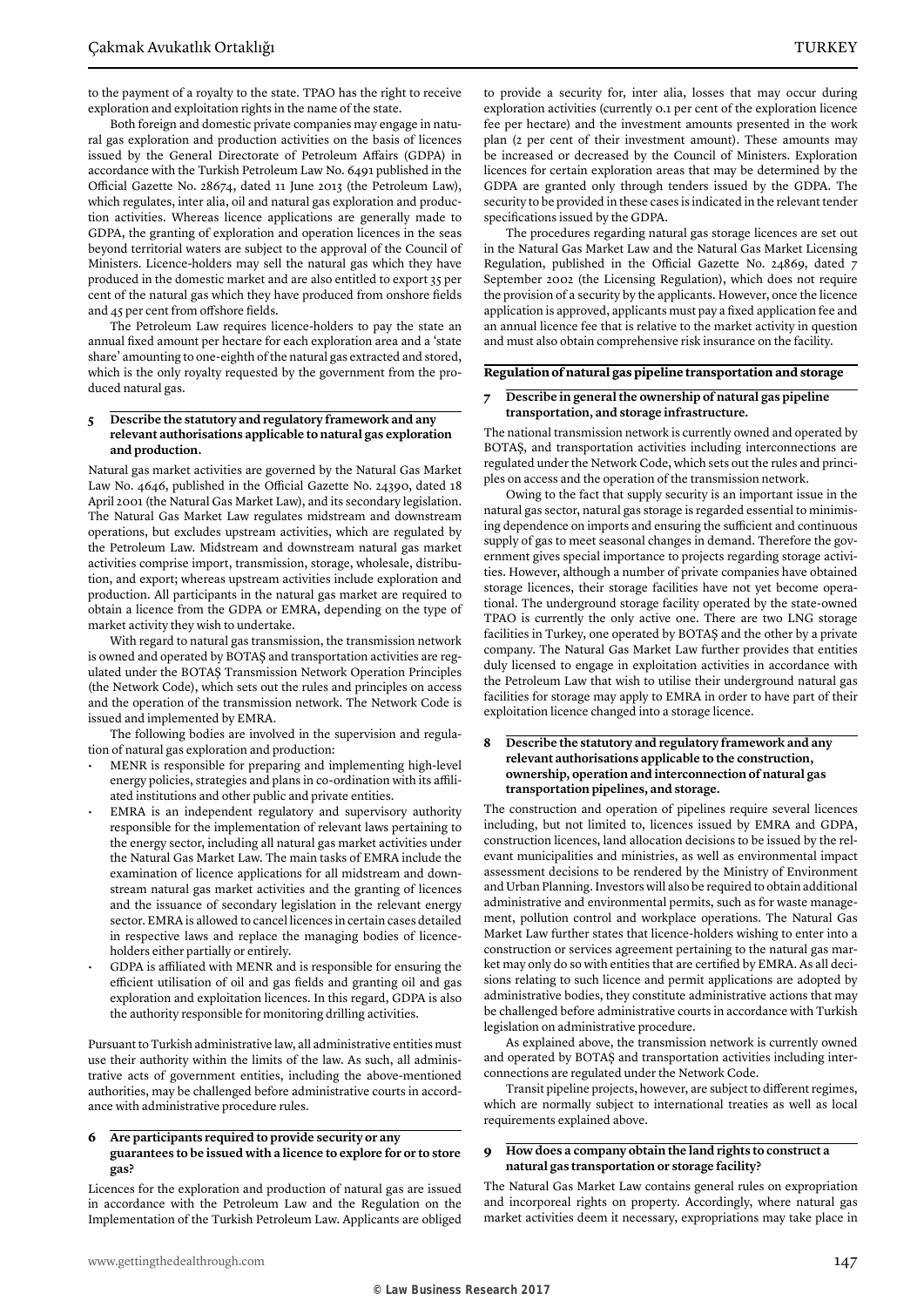to the payment of a royalty to the state. TPAO has the right to receive exploration and exploitation rights in the name of the state.

Both foreign and domestic private companies may engage in natural gas exploration and production activities on the basis of licences issued by the General Directorate of Petroleum Affairs (GDPA) in accordance with the Turkish Petroleum Law No. 6491 published in the Official Gazette No. 28674, dated 11 June 2013 (the Petroleum Law), which regulates, inter alia, oil and natural gas exploration and production activities. Whereas licence applications are generally made to GDPA, the granting of exploration and operation licences in the seas beyond territorial waters are subject to the approval of the Council of Ministers. Licence-holders may sell the natural gas which they have produced in the domestic market and are also entitled to export 35 per cent of the natural gas which they have produced from onshore fields and 45 per cent from offshore fields.

The Petroleum Law requires licence-holders to pay the state an annual fixed amount per hectare for each exploration area and a 'state share' amounting to one-eighth of the natural gas extracted and stored, which is the only royalty requested by the government from the produced natural gas.

### 5 Describe the statutory and regulatory framework and any relevant authorisations applicable to natural gas exploration and production.

Natural gas market activities are governed by the Natural Gas Market Law No. 4646, published in the Official Gazette No. 24390, dated 18 April 2001 (the Natural Gas Market Law), and its secondary legislation. The Natural Gas Market Law regulates midstream and downstream operations, but excludes upstream activities, which are regulated by the Petroleum Law. Midstream and downstream natural gas market activities comprise import, transmission, storage, wholesale, distribution, and export; whereas upstream activities include exploration and production. All participants in the natural gas market are required to obtain a licence from the GDPA or EMRA, depending on the type of market activity they wish to undertake.

With regard to natural gas transmission, the transmission network is owned and operated by BOTAŞ and transportation activities are regulated under the BOTAŞ Transmission Network Operation Principles (the Network Code), which sets out the rules and principles on access and the operation of the transmission network. The Network Code is issued and implemented by EMRA.

The following bodies are involved in the supervision and regulation of natural gas exploration and production:

- MENR is responsible for preparing and implementing high-level energy policies, strategies and plans in co-ordination with its affiliated institutions and other public and private entities.
- EMRA is an independent regulatory and supervisory authority responsible for the implementation of relevant laws pertaining to the energy sector, including all natural gas market activities under the Natural Gas Market Law. The main tasks of EMRA include the examination of licence applications for all midstream and downstream natural gas market activities and the granting of licences and the issuance of secondary legislation in the relevant energy sector. EMRA is allowed to cancel licences in certain cases detailed in respective laws and replace the managing bodies of licence-holders either partially or entirely.
- GDPA is affiliated with MENR and is responsible for ensuring the efficient utilisation of oil and gas fields and granting oil and gas exploration and exploitation licences. In this regard, GDPA is also the authority responsible for monitoring drilling activities.

Pursuant to Turkish administrative law, all administrative entities must use their authority within the limits of the law. As such, all administrative acts of government entities, including the above-mentioned authorities, may be challenged before administrative courts in accordance with administrative procedure rules.

### 6 Are participants required to provide security or any guarantees to be issued with a licence to explore for or to store gas?

Licences for the exploration and production of natural gas are issued in accordance with the Petroleum Law and the Regulation on the Implementation of the Turkish Petroleum Law. Applicants are obliged to provide a security for, inter alia, losses that may occur during exploration activities (currently 0.1 per cent of the exploration licence fee per hectare) and the investment amounts presented in the work plan (2 per cent of their investment amount). These amounts may be increased or decreased by the Council of Ministers. Exploration licences for certain exploration areas that may be determined by the GDPA are granted only through tenders issued by the GDPA. The security to be provided in these cases is indicated in the relevant tender specifications issued by the GDPA.

The procedures regarding natural gas storage licences are set out in the Natural Gas Market Law and the Natural Gas Market Licensing Regulation, published in the Official Gazette No. 24869, dated 7 September 2002 (the Licensing Regulation), which does not require the provision of a security by the applicants. However, once the licence application is approved, applicants must pay a fixed application fee and an annual licence fee that is relative to the market activity in question and must also obtain comprehensive risk insurance on the facility.

## Regulation of natural gas pipeline transportation and storage

### 7 Describe in general the ownership of natural gas pipeline transportation, and storage infrastructure.

The national transmission network is currently owned and operated by BOTAŞ, and transportation activities including interconnections are regulated under the Network Code, which sets out the rules and principles on access and the operation of the transmission network.

Owing to the fact that supply security is an important issue in the natural gas sector, natural gas storage is regarded essential to minimising dependence on imports and ensuring the sufficient and continuous supply of gas to meet seasonal changes in demand. Therefore the government gives special importance to projects regarding storage activities. However, although a number of private companies have obtained storage licences, their storage facilities have not yet become operational. The underground storage facility operated by the state-owned TPAO is currently the only active one. There are two LNG storage facilities in Turkey, one operated by BOTAŞ and the other by a private company. The Natural Gas Market Law further provides that entities duly licensed to engage in exploitation activities in accordance with the Petroleum Law that wish to utilise their underground natural gas facilities for storage may apply to EMRA in order to have part of their exploitation licence changed into a storage licence.

### 8 Describe the statutory and regulatory framework and any relevant authorisations applicable to the construction, ownership, operation and interconnection of natural gas transportation pipelines, and storage.

The construction and operation of pipelines require several licences including, but not limited to, licences issued by EMRA and GDPA, construction licences, land allocation decisions to be issued by the relevant municipalities and ministries, as well as environmental impact assessment decisions to be rendered by the Ministry of Environment and Urban Planning. Investors will also be required to obtain additional administrative and environmental permits, such as for waste management, pollution control and workplace operations. The Natural Gas Market Law further states that licence-holders wishing to enter into a construction or services agreement pertaining to the natural gas market may only do so with entities that are certified by EMRA. As all decisions relating to such licence and permit applications are adopted by administrative bodies, they constitute administrative actions that may be challenged before administrative courts in accordance with Turkish legislation on administrative procedure.

As explained above, the transmission network is currently owned and operated by BOTAŞ and transportation activities including interconnections are regulated under the Network Code.

Transit pipeline projects, however, are subject to different regimes, which are normally subject to international treaties as well as local requirements explained above.

### 9 How does a company obtain the land rights to construct a natural gas transportation or storage facility?

The Natural Gas Market Law contains general rules on expropriation and incorporeal rights on property. Accordingly, where natural gas market activities deem it necessary, expropriations may take place in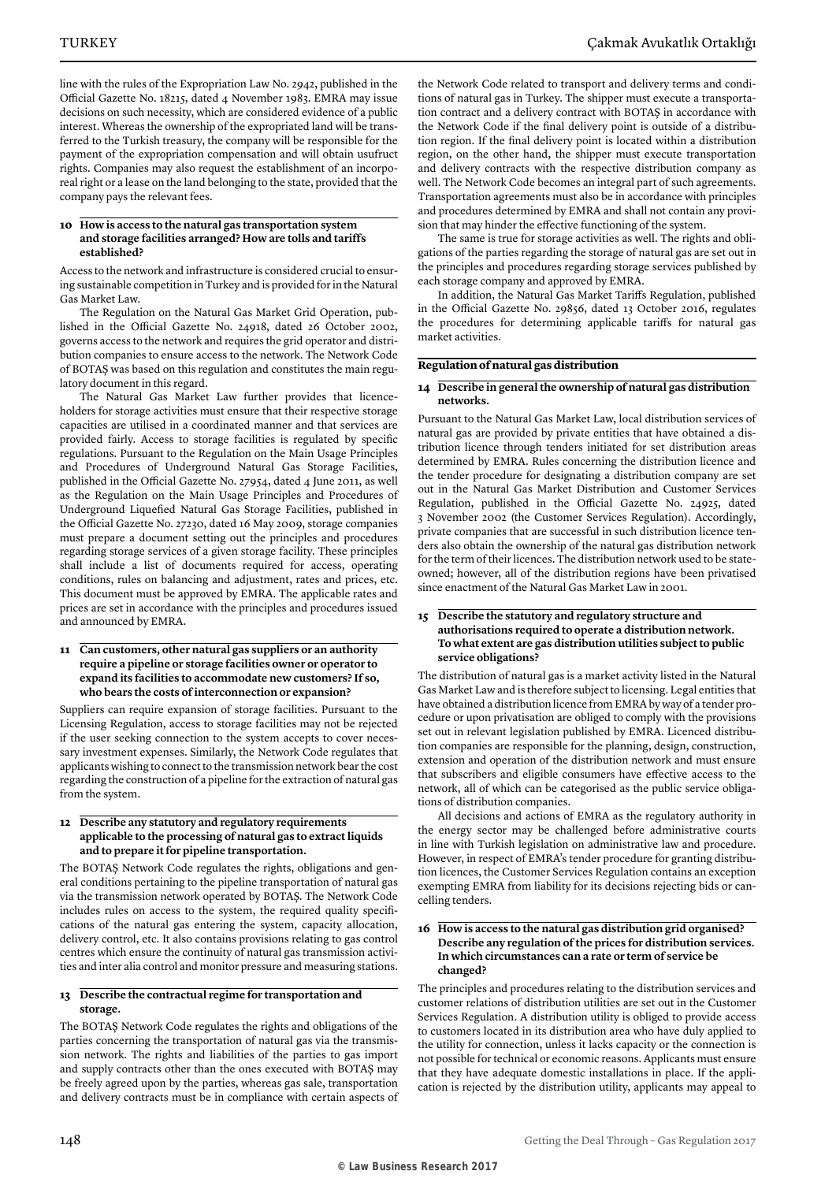line with the rules of the Expropriation Law No. 2942, published in the Official Gazette No. 18215, dated 4 November 1983. EMRA may issue decisions on such necessity, which are considered evidence of a public interest. Whereas the ownership of the expropriated land will be transferred to the Turkish treasury, the company will be responsible for the payment of the expropriation compensation and will obtain usufruct rights. Companies may also request the establishment of an incorporeal right or a lease on the land belonging to the state, provided that the company pays the relevant fees.

### 10 How is access to the natural gas transportation system and storage facilities arranged? How are tolls and tariffs established?

Access to the network and infrastructure is considered crucial to ensuring sustainable competition in Turkey and is provided for in the Natural Gas Market Law.

The Regulation on the Natural Gas Market Grid Operation, published in the Official Gazette No. 24918, dated 26 October 2002, governs access to the network and requires the grid operator and distribution companies to ensure access to the network. The Network Code of BOTAŞ was based on this regulation and constitutes the main regulatory document in this regard.

The Natural Gas Market Law further provides that licence-holders for storage activities must ensure that their respective storage capacities are utilised in a coordinated manner and that services are provided fairly. Access to storage facilities is regulated by specific regulations. Pursuant to the Regulation on the Main Usage Principles and Procedures of Underground Natural Gas Storage Facilities, published in the Official Gazette No. 27954, dated 4 June 2011, as well as the Regulation on the Main Usage Principles and Procedures of Underground Liquefied Natural Gas Storage Facilities, published in the Official Gazette No. 27230, dated 16 May 2009, storage companies must prepare a document setting out the principles and procedures regarding storage services of a given storage facility. These principles shall include a list of documents required for access, operating conditions, rules on balancing and adjustment, rates and prices, etc. This document must be approved by EMRA. The applicable rates and prices are set in accordance with the principles and procedures issued and announced by EMRA.

### 11 Can customers, other natural gas suppliers or an authority require a pipeline or storage facilities owner or operator to expand its facilities to accommodate new customers? If so, who bears the costs of interconnection or expansion?

Suppliers can require expansion of storage facilities. Pursuant to the Licensing Regulation, access to storage facilities may not be rejected if the user seeking connection to the system accepts to cover necessary investment expenses. Similarly, the Network Code regulates that applicants wishing to connect to the transmission network bear the cost regarding the construction of a pipeline for the extraction of natural gas from the system.

### 12 Describe any statutory and regulatory requirements applicable to the processing of natural gas to extract liquids and to prepare it for pipeline transportation.

The BOTAŞ Network Code regulates the rights, obligations and general conditions pertaining to the pipeline transportation of natural gas via the transmission network operated by BOTAŞ. The Network Code includes rules on access to the system, the required quality specifications of the natural gas entering the system, capacity allocation, delivery control, etc. It also contains provisions relating to gas control centres which ensure the continuity of natural gas transmission activities and inter alia control and monitor pressure and measuring stations.

### 13 Describe the contractual regime for transportation and storage.

The BOTAŞ Network Code regulates the rights and obligations of the parties concerning the transportation of natural gas via the transmission network. The rights and liabilities of the parties to gas import and supply contracts other than the ones executed with BOTAŞ may be freely agreed upon by the parties, whereas gas sale, transportation and delivery contracts must be in compliance with certain aspects of the Network Code related to transport and delivery terms and conditions of natural gas in Turkey. The shipper must execute a transportation contract and a delivery contract with BOTAŞ in accordance with the Network Code if the final delivery point is outside of a distribution region. If the final delivery point is located within a distribution region, on the other hand, the shipper must execute transportation and delivery contracts with the respective distribution company as well. The Network Code becomes an integral part of such agreements. Transportation agreements must also be in accordance with principles and procedures determined by EMRA and shall not contain any provision that may hinder the effective functioning of the system.

The same is true for storage activities as well. The rights and obligations of the parties regarding the storage of natural gas are set out in the principles and procedures regarding storage services published by each storage company and approved by EMRA.

In addition, the Natural Gas Market Tariffs Regulation, published in the Official Gazette No. 29856, dated 13 October 2016, regulates the procedures for determining applicable tariffs for natural gas market activities.

## Regulation of natural gas distribution

### 14 Describe in general the ownership of natural gas distribution networks.

Pursuant to the Natural Gas Market Law, local distribution services of natural gas are provided by private entities that have obtained a distribution licence through tenders initiated for set distribution areas determined by EMRA. Rules concerning the distribution licence and the tender procedure for designating a distribution company are set out in the Natural Gas Market Distribution and Customer Services Regulation, published in the Official Gazette No. 24925, dated 3 November 2002 (the Customer Services Regulation). Accordingly, private companies that are successful in such distribution licence tenders also obtain the ownership of the natural gas distribution network for the term of their licences. The distribution network used to be state-owned; however, all of the distribution regions have been privatised since enactment of the Natural Gas Market Law in 2001.

### 15 Describe the statutory and regulatory structure and authorisations required to operate a distribution network. To what extent are gas distribution utilities subject to public service obligations?

The distribution of natural gas is a market activity listed in the Natural Gas Market Law and is therefore subject to licensing. Legal entities that have obtained a distribution licence from EMRA by way of a tender procedure or upon privatisation are obliged to comply with the provisions set out in relevant legislation published by EMRA. Licenced distribution companies are responsible for the planning, design, construction, extension and operation of the distribution network and must ensure that subscribers and eligible consumers have effective access to the network, all of which can be categorised as the public service obligations of distribution companies.

All decisions and actions of EMRA as the regulatory authority in the energy sector may be challenged before administrative courts in line with Turkish legislation on administrative law and procedure. However, in respect of EMRA's tender procedure for granting distribution licences, the Customer Services Regulation contains an exception exempting EMRA from liability for its decisions rejecting bids or cancelling tenders.

### 16 How is access to the natural gas distribution grid organised? Describe any regulation of the prices for distribution services. In which circumstances can a rate or term of service be changed?

The principles and procedures relating to the distribution services and customer relations of distribution utilities are set out in the Customer Services Regulation. A distribution utility is obliged to provide access to customers located in its distribution area who have duly applied to the utility for connection, unless it lacks capacity or the connection is not possible for technical or economic reasons. Applicants must ensure that they have adequate domestic installations in place. If the application is rejected by the distribution utility, applicants may appeal to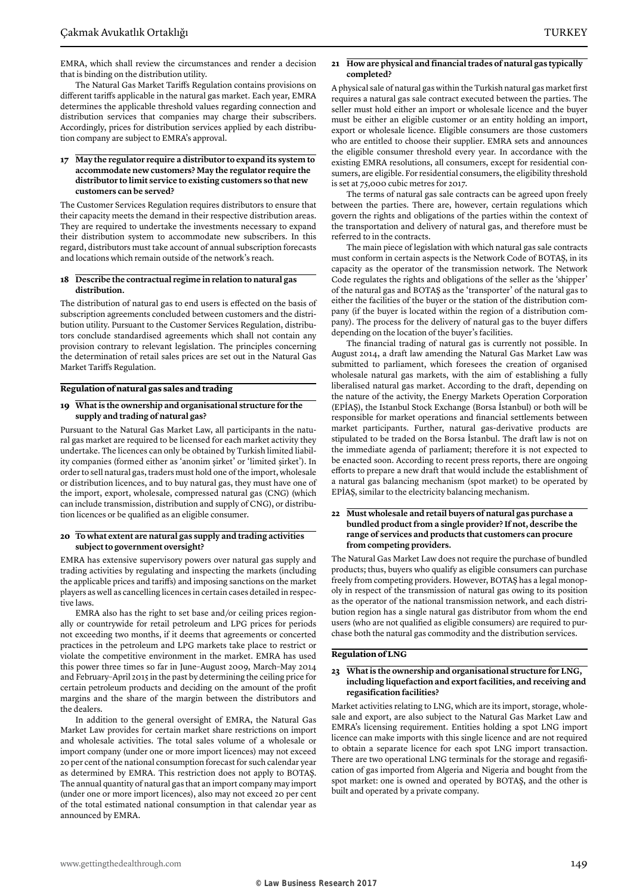EMRA, which shall review the circumstances and render a decision that is binding on the distribution utility.

The Natural Gas Market Tariffs Regulation contains provisions on different tariffs applicable in the natural gas market. Each year, EMRA determines the applicable threshold values regarding connection and distribution services that companies may charge their subscribers. Accordingly, prices for distribution services applied by each distribution company are subject to EMRA's approval.

### 17 May the regulator require a distributor to expand its system to accommodate new customers? May the regulator require the distributor to limit service to existing customers so that new customers can be served?

The Customer Services Regulation requires distributors to ensure that their capacity meets the demand in their respective distribution areas. They are required to undertake the investments necessary to expand their distribution system to accommodate new subscribers. In this regard, distributors must take account of annual subscription forecasts and locations which remain outside of the network's reach.

### 18 Describe the contractual regime in relation to natural gas distribution.

The distribution of natural gas to end users is effected on the basis of subscription agreements concluded between customers and the distribution utility. Pursuant to the Customer Services Regulation, distributors conclude standardised agreements which shall not contain any provision contrary to relevant legislation. The principles concerning the determination of retail sales prices are set out in the Natural Gas Market Tariffs Regulation.

## Regulation of natural gas sales and trading

### 19 What is the ownership and organisational structure for the supply and trading of natural gas?

Pursuant to the Natural Gas Market Law, all participants in the natural gas market are required to be licensed for each market activity they undertake. The licences can only be obtained by Turkish limited liability companies (formed either as 'anonim şirket' or 'limited şirket'). In order to sell natural gas, traders must hold one of the import, wholesale or distribution licences, and to buy natural gas, they must have one of the import, export, wholesale, compressed natural gas (CNG) (which can include transmission, distribution and supply of CNG), or distribution licences or be qualified as an eligible consumer.

### 20 To what extent are natural gas supply and trading activities subject to government oversight?

EMRA has extensive supervisory powers over natural gas supply and trading activities by regulating and inspecting the markets (including the applicable prices and tariffs) and imposing sanctions on the market players as well as cancelling licences in certain cases detailed in respective laws.

EMRA also has the right to set base and/or ceiling prices regionally or countrywide for retail petroleum and LPG prices for periods not exceeding two months, if it deems that agreements or concerted practices in the petroleum and LPG markets take place to restrict or violate the competitive environment in the market. EMRA has used this power three times so far in June–August 2009, March–May 2014 and February–April 2015 in the past by determining the ceiling price for certain petroleum products and deciding on the amount of the profit margins and the share of the margin between the distributors and the dealers.

In addition to the general oversight of EMRA, the Natural Gas Market Law provides for certain market share restrictions on import and wholesale activities. The total sales volume of a wholesale or import company (under one or more import licences) may not exceed 20 per cent of the national consumption forecast for such calendar year as determined by EMRA. This restriction does not apply to BOTAŞ. The annual quantity of natural gas that an import company may import (under one or more import licences), also may not exceed 20 per cent of the total estimated national consumption in that calendar year as announced by EMRA.

### 21 How are physical and financial trades of natural gas typically completed?

A physical sale of natural gas within the Turkish natural gas market first requires a natural gas sale contract executed between the parties. The seller must hold either an import or wholesale licence and the buyer must be either an eligible customer or an entity holding an import, export or wholesale licence. Eligible consumers are those customers who are entitled to choose their supplier. EMRA sets and announces the eligible consumer threshold every year. In accordance with the existing EMRA resolutions, all consumers, except for residential consumers, are eligible. For residential consumers, the eligibility threshold is set at 75,000 cubic metres for 2017.

The terms of natural gas sale contracts can be agreed upon freely between the parties. There are, however, certain regulations which govern the rights and obligations of the parties within the context of the transportation and delivery of natural gas, and therefore must be referred to in the contracts.

The main piece of legislation with which natural gas sale contracts must conform in certain aspects is the Network Code of BOTAŞ, in its capacity as the operator of the transmission network. The Network Code regulates the rights and obligations of the seller as the 'shipper' of the natural gas and BOTAŞ as the 'transporter' of the natural gas to either the facilities of the buyer or the station of the distribution company (if the buyer is located within the region of a distribution company). The process for the delivery of natural gas to the buyer differs depending on the location of the buyer's facilities.

The financial trading of natural gas is currently not possible. In August 2014, a draft law amending the Natural Gas Market Law was submitted to parliament, which foresees the creation of organised wholesale natural gas markets, with the aim of establishing a fully liberalised natural gas market. According to the draft, depending on the nature of the activity, the Energy Markets Operation Corporation (EPİAŞ), the Istanbul Stock Exchange (Borsa İstanbul) or both will be responsible for market operations and financial settlements between market participants. Further, natural gas-derivative products are stipulated to be traded on the Borsa İstanbul. The draft law is not on the immediate agenda of parliament; therefore it is not expected to be enacted soon. According to recent press reports, there are ongoing efforts to prepare a new draft that would include the establishment of a natural gas balancing mechanism (spot market) to be operated by EPİAŞ, similar to the electricity balancing mechanism.

### 22 Must wholesale and retail buyers of natural gas purchase a bundled product from a single provider? If not, describe the range of services and products that customers can procure from competing providers.

The Natural Gas Market Law does not require the purchase of bundled products; thus, buyers who qualify as eligible consumers can purchase freely from competing providers. However, BOTAŞ has a legal monopoly in respect of the transmission of natural gas owing to its position as the operator of the national transmission network, and each distribution region has a single natural gas distributor from whom the end users (who are not qualified as eligible consumers) are required to purchase both the natural gas commodity and the distribution services.

## Regulation of LNG

### 23 What is the ownership and organisational structure for LNG, including liquefaction and export facilities, and receiving and regasification facilities?

Market activities relating to LNG, which are its import, storage, wholesale and export, are also subject to the Natural Gas Market Law and EMRA's licensing requirement. Entities holding a spot LNG import licence can make imports with this single licence and are not required to obtain a separate licence for each spot LNG import transaction. There are two operational LNG terminals for the storage and regasification of gas imported from Algeria and Nigeria and bought from the spot market: one is owned and operated by BOTAŞ, and the other is built and operated by a private company.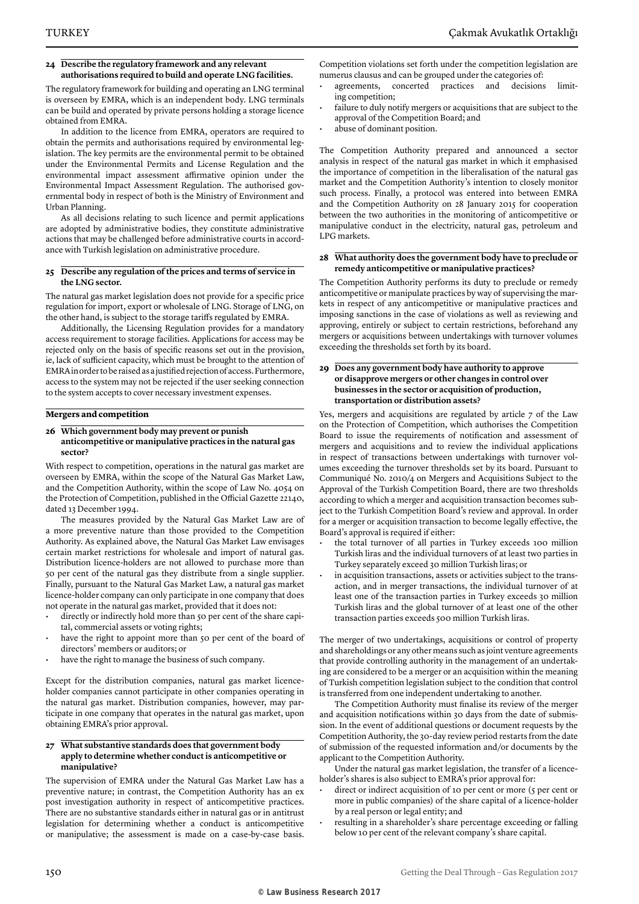#### 24 Describe the regulatory framework and any relevant authorisations required to build and operate LNG facilities.

The regulatory framework for building and operating an LNG terminal is overseen by EMRA, which is an independent body. LNG terminals can be build and operated by private persons holding a storage licence obtained from EMRA.

In addition to the licence from EMRA, operators are required to obtain the permits and authorisations required by environmental legislation. The key permits are the environmental permit to be obtained under the Environmental Permits and License Regulation and the environmental impact assessment affirmative opinion under the Environmental Impact Assessment Regulation. The authorised governmental body in respect of both is the Ministry of Environment and Urban Planning.

As all decisions relating to such licence and permit applications are adopted by administrative bodies, they constitute administrative actions that may be challenged before administrative courts in accordance with Turkish legislation on administrative procedure.

#### 25 Describe any regulation of the prices and terms of service in the LNG sector.

The natural gas market legislation does not provide for a specific price regulation for import, export or wholesale of LNG. Storage of LNG, on the other hand, is subject to the storage tariffs regulated by EMRA.

Additionally, the Licensing Regulation provides for a mandatory access requirement to storage facilities. Applications for access may be rejected only on the basis of specific reasons set out in the provision, ie, lack of sufficient capacity, which must be brought to the attention of EMRA in order to be raised as a justified rejection of access. Furthermore, access to the system may not be rejected if the user seeking connection to the system accepts to cover necessary investment expenses.

### Mergers and competition

#### 26 Which government body may prevent or punish anticompetitive or manipulative practices in the natural gas sector?

With respect to competition, operations in the natural gas market are overseen by EMRA, within the scope of the Natural Gas Market Law, and the Competition Authority, within the scope of Law No. 4054 on the Protection of Competition, published in the Official Gazette 22140, dated 13 December 1994.

The measures provided by the Natural Gas Market Law are of a more preventive nature than those provided to the Competition Authority. As explained above, the Natural Gas Market Law envisages certain market restrictions for wholesale and import of natural gas. Distribution licence-holders are not allowed to purchase more than 50 per cent of the natural gas they distribute from a single supplier. Finally, pursuant to the Natural Gas Market Law, a natural gas market licence-holder company can only participate in one company that does not operate in the natural gas market, provided that it does not:

- directly or indirectly hold more than 50 per cent of the share capital, commercial assets or voting rights;
- have the right to appoint more than 50 per cent of the board of directors' members or auditors; or
- have the right to manage the business of such company.

Except for the distribution companies, natural gas market licence-holder companies cannot participate in other companies operating in the natural gas market. Distribution companies, however, may participate in one company that operates in the natural gas market, upon obtaining EMRA's prior approval.

#### 27 What substantive standards does that government body apply to determine whether conduct is anticompetitive or manipulative?

The supervision of EMRA under the Natural Gas Market Law has a preventive nature; in contrast, the Competition Authority has an ex post investigation authority in respect of anticompetitive practices. There are no substantive standards either in natural gas or in antitrust legislation for determining whether a conduct is anticompetitive or manipulative; the assessment is made on a case-by-case basis. Competition violations set forth under the competition legislation are numerus clausus and can be grouped under the categories of:

- agreements, concerted practices and decisions limiting competition;
- failure to duly notify mergers or acquisitions that are subject to the approval of the Competition Board; and
- abuse of dominant position.

The Competition Authority prepared and announced a sector analysis in respect of the natural gas market in which it emphasised the importance of competition in the liberalisation of the natural gas market and the Competition Authority's intention to closely monitor such process. Finally, a protocol was entered into between EMRA and the Competition Authority on 28 January 2015 for cooperation between the two authorities in the monitoring of anticompetitive or manipulative conduct in the electricity, natural gas, petroleum and LPG markets.

#### 28 What authority does the government body have to preclude or remedy anticompetitive or manipulative practices?

The Competition Authority performs its duty to preclude or remedy anticompetitive or manipulate practices by way of supervising the markets in respect of any anticompetitive or manipulative practices and imposing sanctions in the case of violations as well as reviewing and approving, entirely or subject to certain restrictions, beforehand any mergers or acquisitions between undertakings with turnover volumes exceeding the thresholds set forth by its board.

#### 29 Does any government body have authority to approve or disapprove mergers or other changes in control over businesses in the sector or acquisition of production, transportation or distribution assets?

Yes, mergers and acquisitions are regulated by article 7 of the Law on the Protection of Competition, which authorises the Competition Board to issue the requirements of notification and assessment of mergers and acquisitions and to review the individual applications in respect of transactions between undertakings with turnover volumes exceeding the turnover thresholds set by its board. Pursuant to Communiqué No. 2010/4 on Mergers and Acquisitions Subject to the Approval of the Turkish Competition Board, there are two thresholds according to which a merger and acquisition transaction becomes subject to the Turkish Competition Board's review and approval. In order for a merger or acquisition transaction to become legally effective, the Board's approval is required if either:

- the total turnover of all parties in Turkey exceeds 100 million Turkish liras and the individual turnovers of at least two parties in Turkey separately exceed 30 million Turkish liras; or
- in acquisition transactions, assets or activities subject to the transaction, and in merger transactions, the individual turnover of at least one of the transaction parties in Turkey exceeds 30 million Turkish liras and the global turnover of at least one of the other transaction parties exceeds 500 million Turkish liras.

The merger of two undertakings, acquisitions or control of property and shareholdings or any other means such as joint venture agreements that provide controlling authority in the management of an undertaking are considered to be a merger or an acquisition within the meaning of Turkish competition legislation subject to the condition that control is transferred from one independent undertaking to another.

The Competition Authority must finalise its review of the merger and acquisition notifications within 30 days from the date of submission. In the event of additional questions or document requests by the Competition Authority, the 30-day review period restarts from the date of submission of the requested information and/or documents by the applicant to the Competition Authority.

Under the natural gas market legislation, the transfer of a licence-holder's shares is also subject to EMRA's prior approval for:

- direct or indirect acquisition of 10 per cent or more (5 per cent or more in public companies) of the share capital of a licence-holder by a real person or legal entity; and
- resulting in a shareholder's share percentage exceeding or falling below 10 per cent of the relevant company's share capital.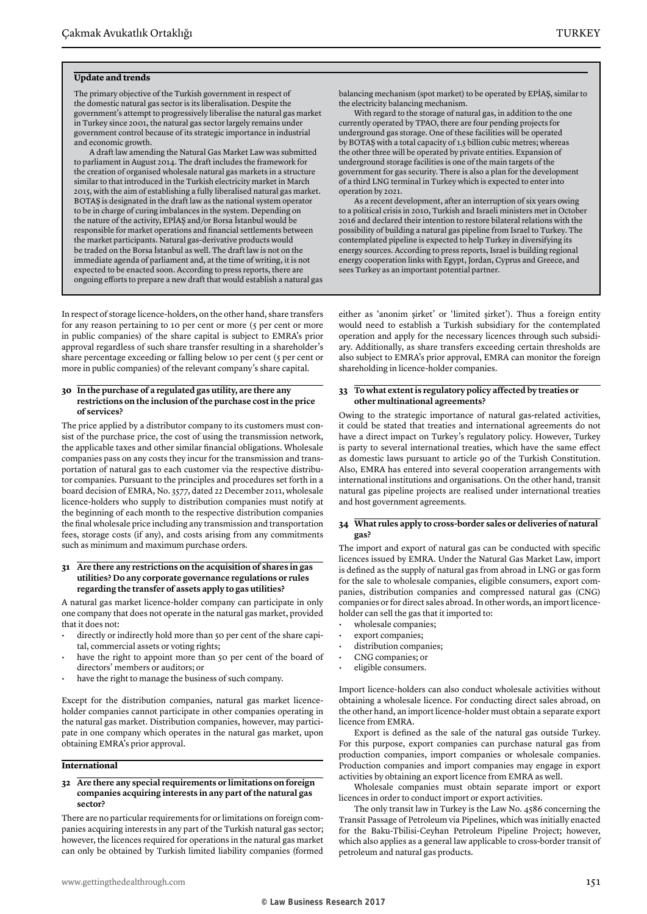## Update and trends

The primary objective of the Turkish government in respect of the domestic natural gas sector is its liberalisation. Despite the government's attempt to progressively liberalise the natural gas market in Turkey since 2001, the natural gas sector largely remains under government control because of its strategic importance in industrial and economic growth.

A draft law amending the Natural Gas Market Law was submitted to parliament in August 2014. The draft includes the framework for the creation of organised wholesale natural gas markets in a structure similar to that introduced in the Turkish electricity market in March 2015, with the aim of establishing a fully liberalised natural gas market. BOTAŞ is designated in the draft law as the national system operator to be in charge of curing imbalances in the system. Depending on the nature of the activity, EPİAŞ and/or Borsa İstanbul would be responsible for market operations and financial settlements between the market participants. Natural gas-derivative products would be traded on the Borsa İstanbul as well. The draft law is not on the immediate agenda of parliament and, at the time of writing, it is not expected to be enacted soon. According to press reports, there are ongoing efforts to prepare a new draft that would establish a natural gas balancing mechanism (spot market) to be operated by EPİAŞ, similar to the electricity balancing mechanism.

With regard to the storage of natural gas, in addition to the one currently operated by TPAO, there are four pending projects for underground gas storage. One of these facilities will be operated by BOTAŞ with a total capacity of 1.5 billion cubic metres; whereas the other three will be operated by private entities. Expansion of underground storage facilities is one of the main targets of the government for gas security. There is also a plan for the development of a third LNG terminal in Turkey which is expected to enter into operation by 2021.

As a recent development, after an interruption of six years owing to a political crisis in 2010, Turkish and Israeli ministers met in October 2016 and declared their intention to restore bilateral relations with the possibility of building a natural gas pipeline from Israel to Turkey. The contemplated pipeline is expected to help Turkey in diversifying its energy sources. According to press reports, Israel is building regional energy cooperation links with Egypt, Jordan, Cyprus and Greece, and sees Turkey as an important potential partner.

In respect of storage licence-holders, on the other hand, share transfers for any reason pertaining to 10 per cent or more (5 per cent or more in public companies) of the share capital is subject to EMRA's prior approval regardless of such share transfer resulting in a shareholder's share percentage exceeding or falling below 10 per cent (5 per cent or more in public companies) of the relevant company's share capital.

### 30 In the purchase of a regulated gas utility, are there any restrictions on the inclusion of the purchase cost in the price of services?

The price applied by a distributor company to its customers must consist of the purchase price, the cost of using the transmission network, the applicable taxes and other similar financial obligations. Wholesale companies pass on any costs they incur for the transmission and transportation of natural gas to each customer via the respective distributor companies. Pursuant to the principles and procedures set forth in a board decision of EMRA, No. 3577, dated 22 December 2011, wholesale licence-holders who supply to distribution companies must notify at the beginning of each month to the respective distribution companies the final wholesale price including any transmission and transportation fees, storage costs (if any), and costs arising from any commitments such as minimum and maximum purchase orders.

### 31 Are there any restrictions on the acquisition of shares in gas utilities? Do any corporate governance regulations or rules regarding the transfer of assets apply to gas utilities?

A natural gas market licence-holder company can participate in only one company that does not operate in the natural gas market, provided that it does not:

- directly or indirectly hold more than 50 per cent of the share capital, commercial assets or voting rights;
- have the right to appoint more than 50 per cent of the board of directors' members or auditors; or
- have the right to manage the business of such company.

Except for the distribution companies, natural gas market licence-holder companies cannot participate in other companies operating in the natural gas market. Distribution companies, however, may participate in one company which operates in the natural gas market, upon obtaining EMRA's prior approval.

## International

### 32 Are there any special requirements or limitations on foreign companies acquiring interests in any part of the natural gas sector?

There are no particular requirements for or limitations on foreign companies acquiring interests in any part of the Turkish natural gas sector; however, the licences required for operations in the natural gas market can only be obtained by Turkish limited liability companies (formed either as 'anonim şirket' or 'limited şirket'). Thus a foreign entity would need to establish a Turkish subsidiary for the contemplated operation and apply for the necessary licences through such subsidiary. Additionally, as share transfers exceeding certain thresholds are also subject to EMRA's prior approval, EMRA can monitor the foreign shareholding in licence-holder companies.

### 33 To what extent is regulatory policy affected by treaties or other multinational agreements?

Owing to the strategic importance of natural gas-related activities, it could be stated that treaties and international agreements do not have a direct impact on Turkey's regulatory policy. However, Turkey is party to several international treaties, which have the same effect as domestic laws pursuant to article 90 of the Turkish Constitution. Also, EMRA has entered into several cooperation arrangements with international institutions and organisations. On the other hand, transit natural gas pipeline projects are realised under international treaties and host government agreements.

### 34 What rules apply to cross-border sales or deliveries of natural gas?

The import and export of natural gas can be conducted with specific licences issued by EMRA. Under the Natural Gas Market Law, import is defined as the supply of natural gas from abroad in LNG or gas form for the sale to wholesale companies, eligible consumers, export companies, distribution companies and compressed natural gas (CNG) companies or for direct sales abroad. In other words, an import licence-holder can sell the gas that it imported to:

- wholesale companies;
- export companies;
- distribution companies;
- CNG companies; or
- eligible consumers.

Import licence-holders can also conduct wholesale activities without obtaining a wholesale licence. For conducting direct sales abroad, on the other hand, an import licence-holder must obtain a separate export licence from EMRA.

Export is defined as the sale of the natural gas outside Turkey. For this purpose, export companies can purchase natural gas from production companies, import companies or wholesale companies. Production companies and import companies may engage in export activities by obtaining an export licence from EMRA as well.

Wholesale companies must obtain separate import or export licences in order to conduct import or export activities.

The only transit law in Turkey is the Law No. 4586 concerning the Transit Passage of Petroleum via Pipelines, which was initially enacted for the Baku-Tbilisi-Ceyhan Petroleum Pipeline Project; however, which also applies as a general law applicable to cross-border transit of petroleum and natural gas products.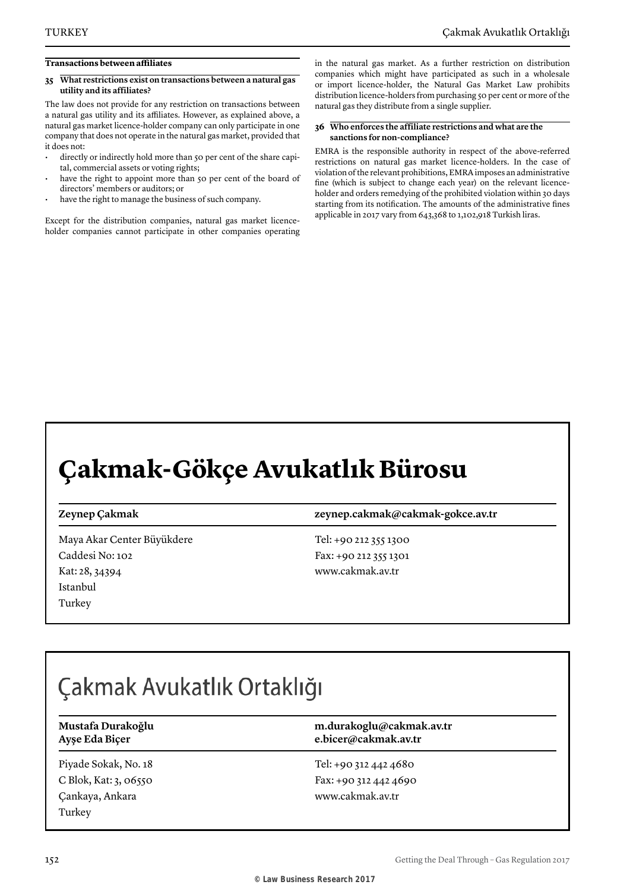### Transactions between affiliates

**35 What restrictions exist on transactions between a natural gas utility and its affiliates?**

The law does not provide for any restriction on transactions between a natural gas utility and its affiliates. However, as explained above, a natural gas market licence-holder company can only participate in one company that does not operate in the natural gas market, provided that it does not:

- directly or indirectly hold more than 50 per cent of the share capital, commercial assets or voting rights;
- have the right to appoint more than 50 per cent of the board of directors' members or auditors; or
- have the right to manage the business of such company.

Except for the distribution companies, natural gas market licence-holder companies cannot participate in other companies operating in the natural gas market. As a further restriction on distribution companies which might have participated as such in a wholesale or import licence-holder, the Natural Gas Market Law prohibits distribution licence-holders from purchasing 50 per cent or more of the natural gas they distribute from a single supplier.

**36 Who enforces the affiliate restrictions and what are the sanctions for non-compliance?**

EMRA is the responsible authority in respect of the above-referred restrictions on natural gas market licence-holders. In the case of violation of the relevant prohibitions, EMRA imposes an administrative fine (which is subject to change each year) on the relevant licence-holder and orders remedying of the prohibited violation within 30 days starting from its notification. The amounts of the administrative fines applicable in 2017 vary from 643,368 to 1,102,918 Turkish liras.

# Çakmak-Gökçe Avukatlık Bürosu

| **Zeynep Çakmak** | **zeynep.cakmak@cakmak-gokce.av.tr** |
|---|---|

Maya Akar Center Büyükdere
Caddesi No: 102
Kat: 28, 34394
Istanbul
Turkey

Tel: +90 212 355 1300
Fax: +90 212 355 1301
www.cakmak.av.tr

# Çakmak Avukatlık Ortaklığı

| **Mustafa Durakoğlu** | **m.durakoglu@cakmak.av.tr** |
|---|---|
| **Ayşe Eda Biçer** | **e.bicer@cakmak.av.tr** |

Piyade Sokak, No. 18
C Blok, Kat: 3, 06550
Çankaya, Ankara
Turkey

Tel: +90 312 442 4680
Fax: +90 312 442 4690
www.cakmak.av.tr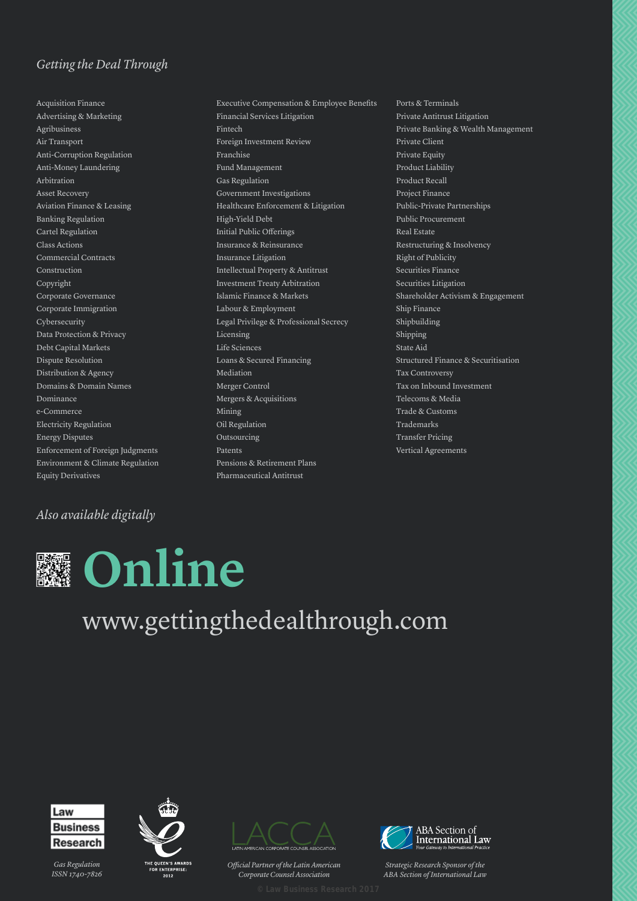*Getting the Deal Through*

Acquisition Finance
Advertising & Marketing
Agribusiness
Air Transport
Anti-Corruption Regulation
Anti-Money Laundering
Arbitration
Asset Recovery
Aviation Finance & Leasing
Banking Regulation
Cartel Regulation
Class Actions
Commercial Contracts
Construction
Copyright
Corporate Governance
Corporate Immigration
Cybersecurity
Data Protection & Privacy
Debt Capital Markets
Dispute Resolution
Distribution & Agency
Domains & Domain Names
Dominance
e-Commerce
Electricity Regulation
Energy Disputes
Enforcement of Foreign Judgments
Environment & Climate Regulation
Equity Derivatives
Executive Compensation & Employee Benefits
Financial Services Litigation
Fintech
Foreign Investment Review
Franchise
Fund Management
Gas Regulation
Government Investigations
Healthcare Enforcement & Litigation
High-Yield Debt
Initial Public Offerings
Insurance & Reinsurance
Insurance Litigation
Intellectual Property & Antitrust
Investment Treaty Arbitration
Islamic Finance & Markets
Labour & Employment
Legal Privilege & Professional Secrecy
Licensing
Life Sciences
Loans & Secured Financing
Mediation
Merger Control
Mergers & Acquisitions
Mining
Oil Regulation
Outsourcing
Patents
Pensions & Retirement Plans
Pharmaceutical Antitrust
Ports & Terminals
Private Antitrust Litigation
Private Banking & Wealth Management
Private Client
Private Equity
Product Liability
Product Recall
Project Finance
Public-Private Partnerships
Public Procurement
Real Estate
Restructuring & Insolvency
Right of Publicity
Securities Finance
Securities Litigation
Shareholder Activism & Engagement
Ship Finance
Shipbuilding
Shipping
State Aid
Structured Finance & Securitisation
Tax Controversy
Tax on Inbound Investment
Telecoms & Media
Trade & Customs
Trademarks
Transfer Pricing
Vertical Agreements

*Also available digitally*

**Online**

www.gettingthedealthrough.com

Law Business Research

*Gas Regulation*
*ISSN 1740-7826*

THE QUEEN'S AWARDS FOR ENTERPRISE: 2012

LACCA
LATIN AMERICAN CORPORATE COUNSEL ASSOCIATION

*Official Partner of the Latin American Corporate Counsel Association*

ABA Section of International Law
*Your Gateway to International Practice*

*Strategic Research Sponsor of the ABA Section of International Law*

© Law Business Research 2017